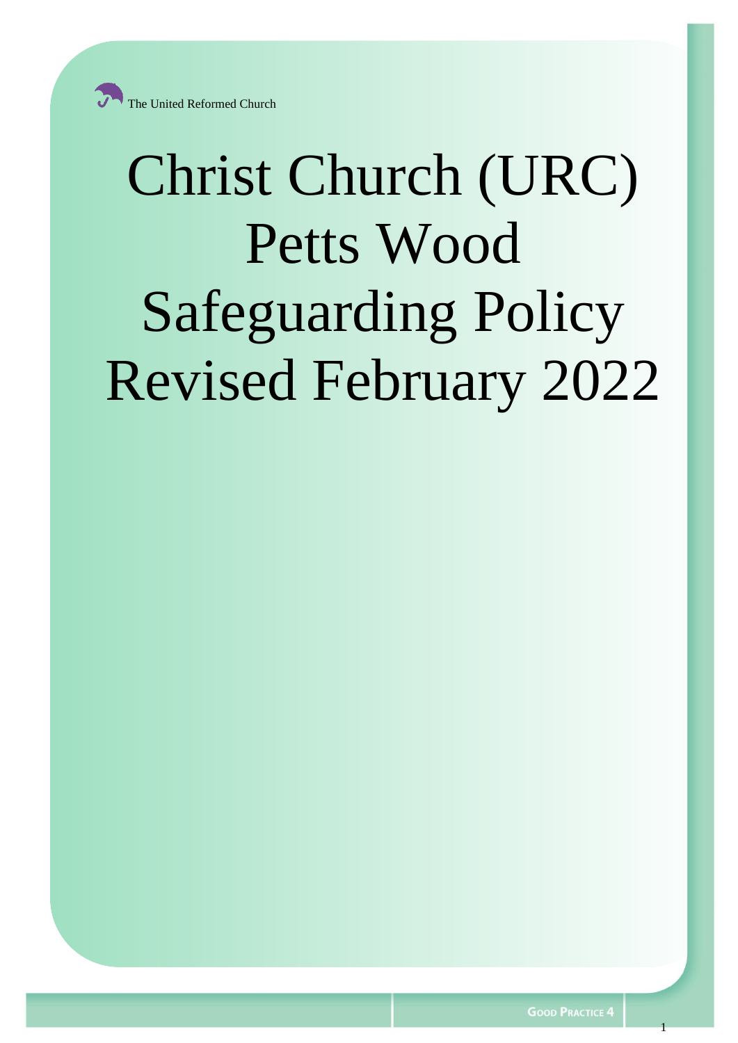The United Reformed Church

# Christ Church (URC) Petts Wood Safeguarding Policy Revised February 2022

GOOD PRACTICE 4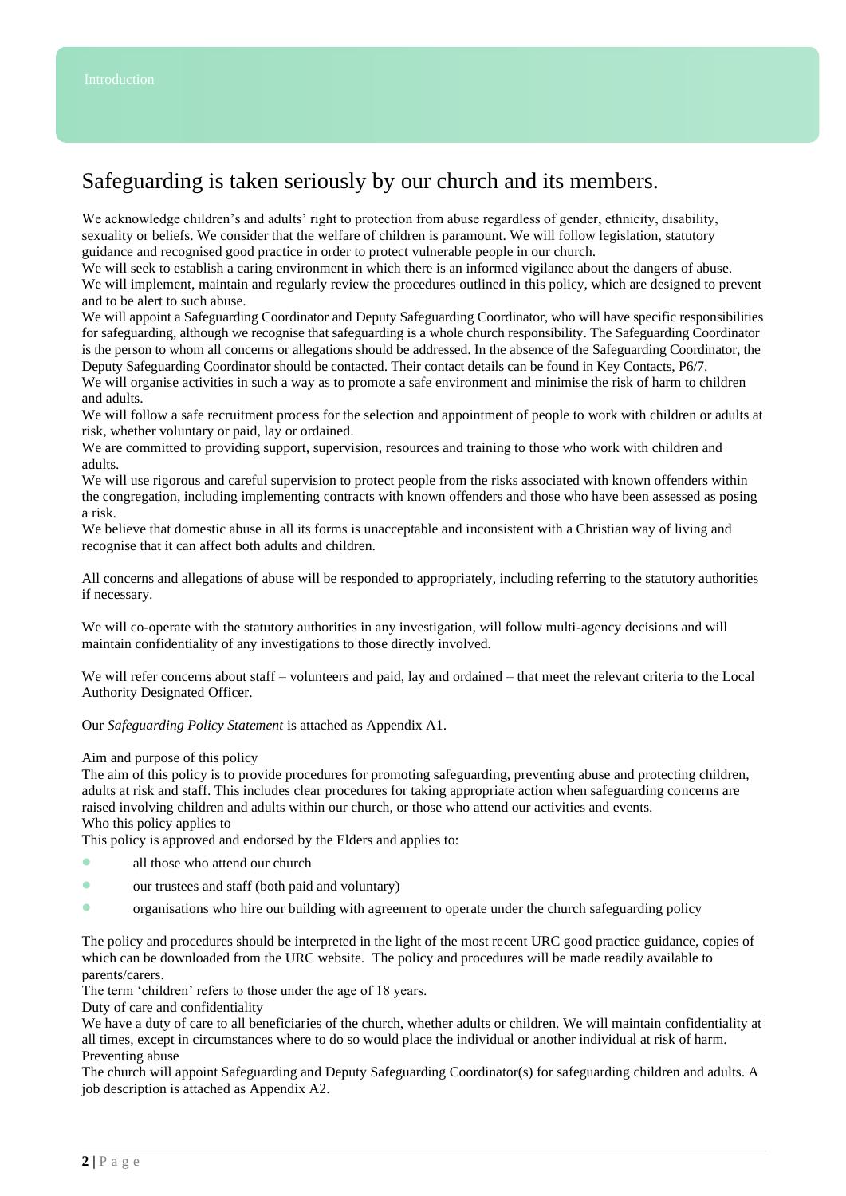Introduction

# Safeguarding is taken seriously by our church and its members.

We acknowledge children's and adults' right to protection from abuse regardless of gender, ethnicity, disability, sexuality or beliefs. We consider that the welfare of children is paramount. We will follow legislation, statutory guidance and recognised good practice in order to protect vulnerable people in our church.

We will seek to establish a caring environment in which there is an informed vigilance about the dangers of abuse.

We will implement, maintain and regularly review the procedures outlined in this policy, which are designed to prevent and to be alert to such abuse.

We will appoint a Safeguarding Coordinator and Deputy Safeguarding Coordinator, who will have specific responsibilities for safeguarding, although we recognise that safeguarding is a whole church responsibility. The Safeguarding Coordinator is the person to whom all concerns or allegations should be addressed. In the absence of the Safeguarding Coordinator, the Deputy Safeguarding Coordinator should be contacted. Their contact details can be found in Key Contacts, P6/7.

We will organise activities in such a way as to promote a safe environment and minimise the risk of harm to children and adults.

We will follow a safe recruitment process for the selection and appointment of people to work with children or adults at risk, whether voluntary or paid, lay or ordained.

We are committed to providing support, supervision, resources and training to those who work with children and adults.

We will use rigorous and careful supervision to protect people from the risks associated with known offenders within the congregation, including implementing contracts with known offenders and those who have been assessed as posing a risk.

We believe that domestic abuse in all its forms is unacceptable and inconsistent with a Christian way of living and recognise that it can affect both adults and children.

All concerns and allegations of abuse will be responded to appropriately, including referring to the statutory authorities if necessary.

We will co-operate with the statutory authorities in any investigation, will follow multi-agency decisions and will maintain confidentiality of any investigations to those directly involved.

We will refer concerns about staff – volunteers and paid, lay and ordained – that meet the relevant criteria to the Local Authority Designated Officer.

Our *Safeguarding Policy Statement* is attached as Appendix A1.

Aim and purpose of this policy

The aim of this policy is to provide procedures for promoting safeguarding, preventing abuse and protecting children, adults at risk and staff. This includes clear procedures for taking appropriate action when safeguarding concerns are raised involving children and adults within our church, or those who attend our activities and events.

Who this policy applies to

This policy is approved and endorsed by the Elders and applies to:

- all those who attend our church
- our trustees and staff (both paid and voluntary)
- organisations who hire our building with agreement to operate under the church safeguarding policy

The policy and procedures should be interpreted in the light of the most recent URC good practice guidance, copies of which can be downloaded from the URC website. The policy and procedures will be made readily available to parents/carers.

The term 'children' refers to those under the age of 18 years.

Duty of care and confidentiality

We have a duty of care to all beneficiaries of the church, whether adults or children. We will maintain confidentiality at all times, except in circumstances where to do so would place the individual or another individual at risk of harm.

Preventing abuse

The church will appoint Safeguarding and Deputy Safeguarding Coordinator(s) for safeguarding children and adults. A job description is attached as Appendix A2.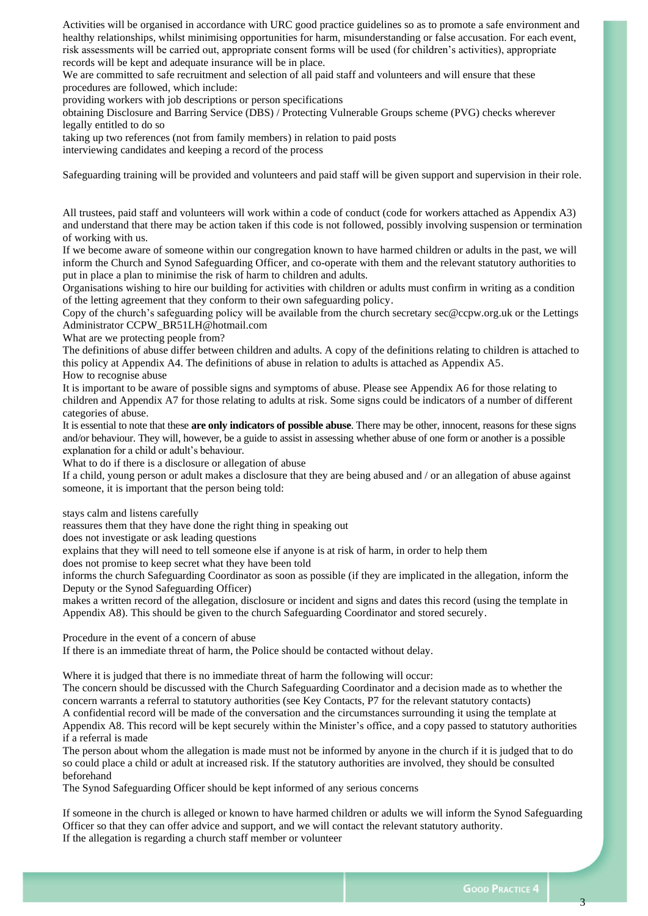Activities will be organised in accordance with URC good practice guidelines so as to promote a safe environment and healthy relationships, whilst minimising opportunities for harm, misunderstanding or false accusation. For each event, risk assessments will be carried out, appropriate consent forms will be used (for children's activities), appropriate records will be kept and adequate insurance will be in place.

We are committed to safe recruitment and selection of all paid staff and volunteers and will ensure that these procedures are followed, which include:

- providing workers with job descriptions or person specifications
- obtaining Disclosure and Barring Service (DBS) / Protecting Vulnerable Groups scheme (PVG) checks wherever legally entitled to do so
- taking up two references (not from family members) in relation to paid posts
- interviewing candidates and keeping a record of the process

Safeguarding training will be provided and volunteers and paid staff will be given support and supervision in their role.

All trustees, paid staff and volunteers will work within a code of conduct (code for workers attached as Appendix A3) and understand that there may be action taken if this code is not followed, possibly involving suspension or termination of working with us.

If we become aware of someone within our congregation known to have harmed children or adults in the past, we will inform the Church and Synod Safeguarding Officer, and co-operate with them and the relevant statutory authorities to put in place a plan to minimise the risk of harm to children and adults.

Organisations wishing to hire our building for activities with children or adults must confirm in writing as a condition of the letting agreement that they conform to their own safeguarding policy.

Copy of the church's safeguarding policy will be available from the church secretary sec@ccpw.org.uk or the Lettings Administrator CCPW_BR51LH@hotmail.com

## What are we protecting people from?

The definitions of abuse differ between children and adults. A copy of the definitions relating to children is attached to this policy at Appendix A4. The definitions of abuse in relation to adults is attached as Appendix A5.

## How to recognise abuse

It is important to be aware of possible signs and symptoms of abuse. Please see Appendix A6 for those relating to children and Appendix A7 for those relating to adults at risk. Some signs could be indicators of a number of different categories of abuse.

It is essential to note that these **are only indicators of possible abuse**. There may be other, innocent, reasons for these signs and/or behaviour. They will, however, be a guide to assist in assessing whether abuse of one form or another is a possible explanation for a child or adult's behaviour.

## What to do if there is a disclosure or allegation of abuse

If a child, young person or adult makes a disclosure that they are being abused and / or an allegation of abuse against someone, it is important that the person being told:

- stays calm and listens carefully
- reassures them that they have done the right thing in speaking out
- does not investigate or ask leading questions
- explains that they will need to tell someone else if anyone is at risk of harm, in order to help them
- does not promise to keep secret what they have been told
- informs the church Safeguarding Coordinator as soon as possible (if they are implicated in the allegation, inform the Deputy or the Synod Safeguarding Officer)
- makes a written record of the allegation, disclosure or incident and signs and dates this record (using the template in Appendix A8). This should be given to the church Safeguarding Coordinator and stored securely.

## Procedure in the event of a concern of abuse

If there is an immediate threat of harm, the Police should be contacted without delay.

Where it is judged that there is no immediate threat of harm the following will occur:

- The concern should be discussed with the Church Safeguarding Coordinator and a decision made as to whether the concern warrants a referral to statutory authorities (see Key Contacts, P7 for the relevant statutory contacts)
- A confidential record will be made of the conversation and the circumstances surrounding it using the template at Appendix A8. This record will be kept securely within the Minister's office, and a copy passed to statutory authorities if a referral is made
- The person about whom the allegation is made must not be informed by anyone in the church if it is judged that to do so could place a child or adult at increased risk. If the statutory authorities are involved, they should be consulted beforehand
- The Synod Safeguarding Officer should be kept informed of any serious concerns

If someone in the church is alleged or known to have harmed children or adults we will inform the Synod Safeguarding Officer so that they can offer advice and support, and we will contact the relevant statutory authority.

If the allegation is regarding a church staff member or volunteer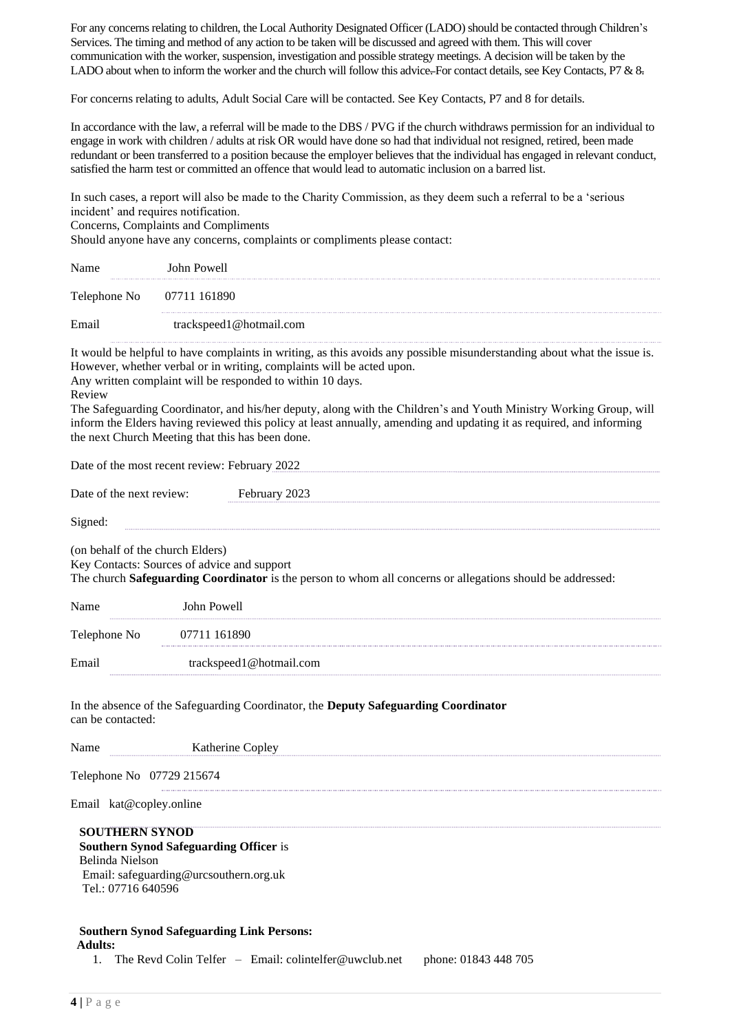For any concerns relating to children, the Local Authority Designated Officer (LADO) should be contacted through Children's Services. The timing and method of any action to be taken will be discussed and agreed with them. This will cover communication with the worker, suspension, investigation and possible strategy meetings. A decision will be taken by the LADO about when to inform the worker and the church will follow this advice. For contact details, see Key Contacts, P7 & 8.

For concerns relating to adults, Adult Social Care will be contacted. See Key Contacts, P7 and 8 for details.

In accordance with the law, a referral will be made to the DBS / PVG if the church withdraws permission for an individual to engage in work with children / adults at risk OR would have done so had that individual not resigned, retired, been made redundant or been transferred to a position because the employer believes that the individual has engaged in relevant conduct, satisfied the harm test or committed an offence that would lead to automatic inclusion on a barred list.

In such cases, a report will also be made to the Charity Commission, as they deem such a referral to be a 'serious incident' and requires notification.

## Concerns, Complaints and Compliments

Should anyone have any concerns, complaints or compliments please contact:

Name John Powell

Telephone No 07711 161890

Email trackspeed1@hotmail.com

It would be helpful to have complaints in writing, as this avoids any possible misunderstanding about what the issue is. However, whether verbal or in writing, complaints will be acted upon.

Any written complaint will be responded to within 10 days.

## Review

The Safeguarding Coordinator, and his/her deputy, along with the Children's and Youth Ministry Working Group, will inform the Elders having reviewed this policy at least annually, amending and updating it as required, and informing the next Church Meeting that this has been done.

Date of the most recent review: February 2022

Date of the next review: February 2023

Signed:

(on behalf of the church Elders)

## Key Contacts: Sources of advice and support

The church **Safeguarding Coordinator** is the person to whom all concerns or allegations should be addressed:

Name John Powell

Telephone No 07711 161890

Email trackspeed1@hotmail.com

In the absence of the Safeguarding Coordinator, the **Deputy Safeguarding Coordinator** can be contacted:

Name Katherine Copley

Telephone No 07729 215674

Email kat@copley.online

**SOUTHERN SYNOD**

**Southern Synod Safeguarding Officer** is
Belinda Nielson
Email: safeguarding@urcsouthern.org.uk
Tel.: 07716 640596

**Southern Synod Safeguarding Link Persons:**

**Adults:**

1. The Revd Colin Telfer – Email: colintelfer@uwclub.net phone: 01843 448 705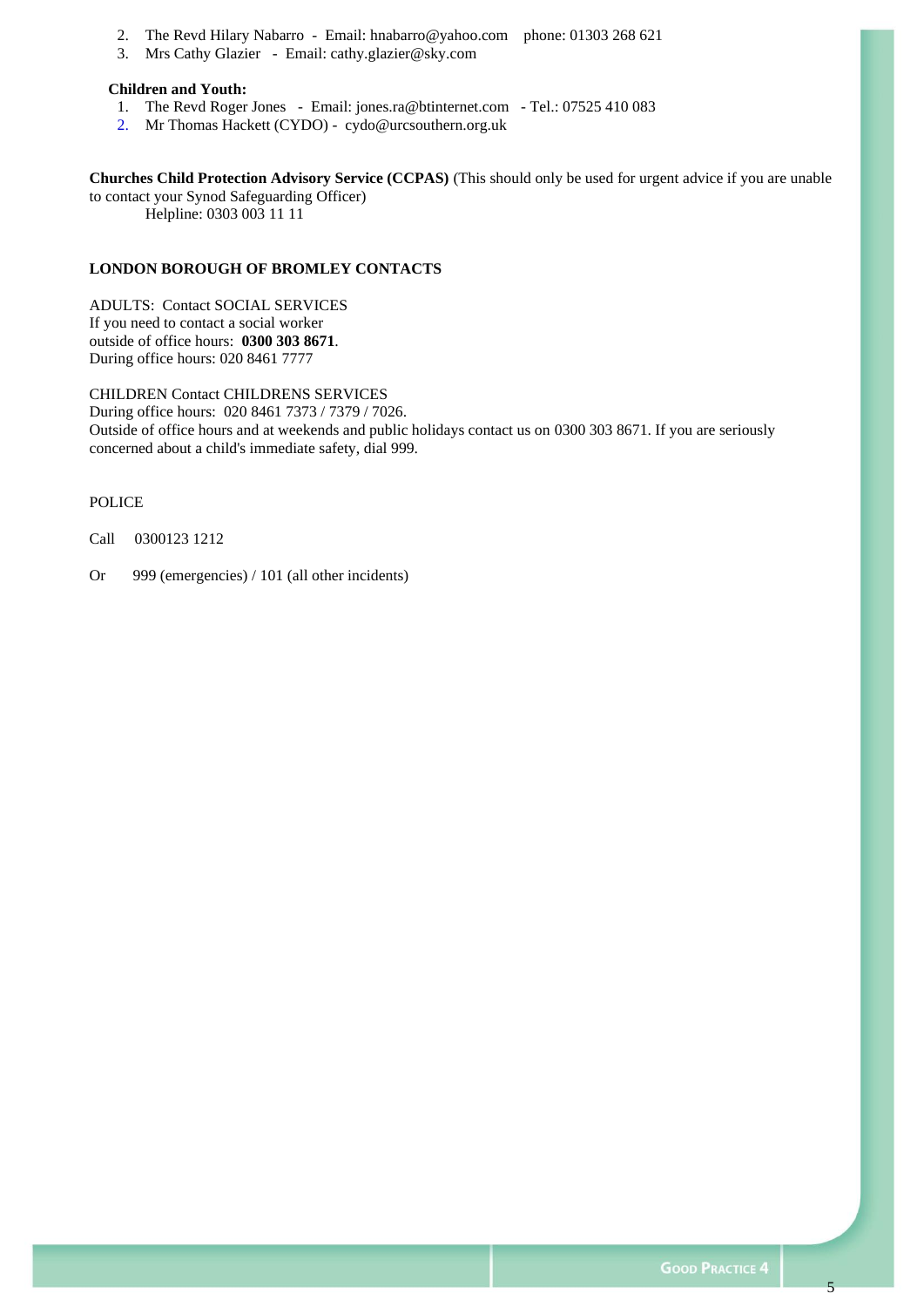2. The Revd Hilary Nabarro - Email: hnabarro@yahoo.com phone: 01303 268 621
3. Mrs Cathy Glazier - Email: cathy.glazier@sky.com

**Children and Youth:**

1. The Revd Roger Jones - Email: jones.ra@btinternet.com - Tel.: 07525 410 083
2. Mr Thomas Hackett (CYDO) - cydo@urcsouthern.org.uk

**Churches Child Protection Advisory Service (CCPAS)** (This should only be used for urgent advice if you are unable to contact your Synod Safeguarding Officer)
Helpline: 0303 003 11 11

**LONDON BOROUGH OF BROMLEY CONTACTS**

ADULTS: Contact SOCIAL SERVICES
If you need to contact a social worker
outside of office hours: **0300 303 8671**.
During office hours: 020 8461 7777

CHILDREN Contact CHILDRENS SERVICES
During office hours: 020 8461 7373 / 7379 / 7026.
Outside of office hours and at weekends and public holidays contact us on 0300 303 8671. If you are seriously concerned about a child's immediate safety, dial 999.

POLICE

Call 0300123 1212

Or 999 (emergencies) / 101 (all other incidents)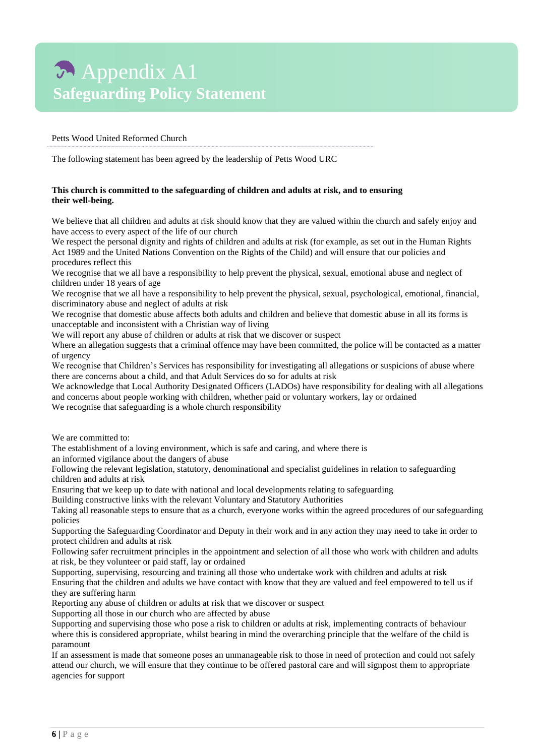# Appendix A1
## Safeguarding Policy Statement

Petts Wood United Reformed Church

The following statement has been agreed by the leadership of Petts Wood URC

**This church is committed to the safeguarding of children and adults at risk, and to ensuring their well-being.**

We believe that all children and adults at risk should know that they are valued within the church and safely enjoy and have access to every aspect of the life of our church

We respect the personal dignity and rights of children and adults at risk (for example, as set out in the Human Rights Act 1989 and the United Nations Convention on the Rights of the Child) and will ensure that our policies and procedures reflect this

We recognise that we all have a responsibility to help prevent the physical, sexual, emotional abuse and neglect of children under 18 years of age

We recognise that we all have a responsibility to help prevent the physical, sexual, psychological, emotional, financial, discriminatory abuse and neglect of adults at risk

We recognise that domestic abuse affects both adults and children and believe that domestic abuse in all its forms is unacceptable and inconsistent with a Christian way of living

We will report any abuse of children or adults at risk that we discover or suspect

Where an allegation suggests that a criminal offence may have been committed, the police will be contacted as a matter of urgency

We recognise that Children's Services has responsibility for investigating all allegations or suspicions of abuse where there are concerns about a child, and that Adult Services do so for adults at risk

We acknowledge that Local Authority Designated Officers (LADOs) have responsibility for dealing with all allegations and concerns about people working with children, whether paid or voluntary workers, lay or ordained

We recognise that safeguarding is a whole church responsibility

We are committed to:

The establishment of a loving environment, which is safe and caring, and where there is an informed vigilance about the dangers of abuse

Following the relevant legislation, statutory, denominational and specialist guidelines in relation to safeguarding children and adults at risk

Ensuring that we keep up to date with national and local developments relating to safeguarding

Building constructive links with the relevant Voluntary and Statutory Authorities

Taking all reasonable steps to ensure that as a church, everyone works within the agreed procedures of our safeguarding policies

Supporting the Safeguarding Coordinator and Deputy in their work and in any action they may need to take in order to protect children and adults at risk

Following safer recruitment principles in the appointment and selection of all those who work with children and adults at risk, be they volunteer or paid staff, lay or ordained

Supporting, supervising, resourcing and training all those who undertake work with children and adults at risk

Ensuring that the children and adults we have contact with know that they are valued and feel empowered to tell us if they are suffering harm

Reporting any abuse of children or adults at risk that we discover or suspect

Supporting all those in our church who are affected by abuse

Supporting and supervising those who pose a risk to children or adults at risk, implementing contracts of behaviour where this is considered appropriate, whilst bearing in mind the overarching principle that the welfare of the child is paramount

If an assessment is made that someone poses an unmanageable risk to those in need of protection and could not safely attend our church, we will ensure that they continue to be offered pastoral care and will signpost them to appropriate agencies for support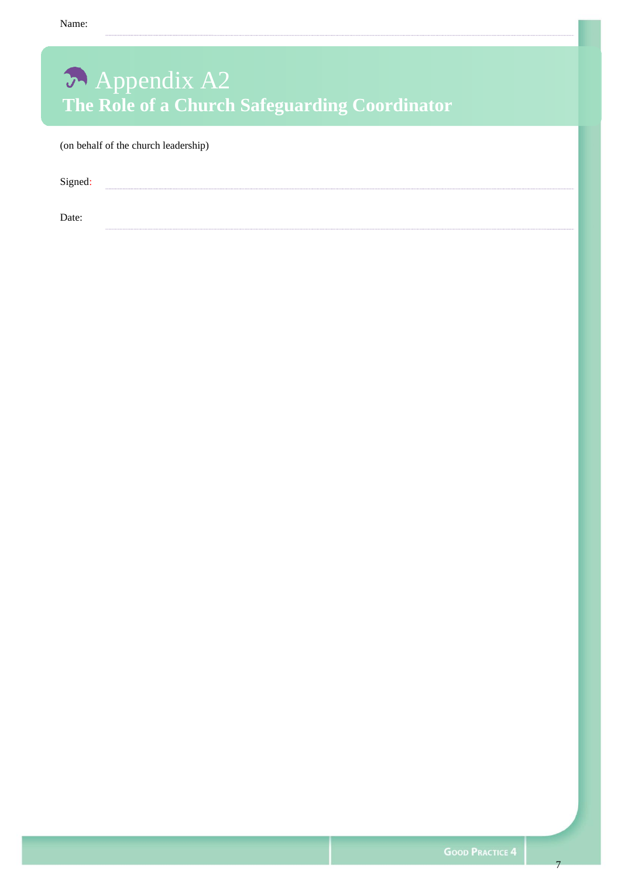Name:

# Appendix A2
## The Role of a Church Safeguarding Coordinator

(on behalf of the church leadership)

Signed:

Date: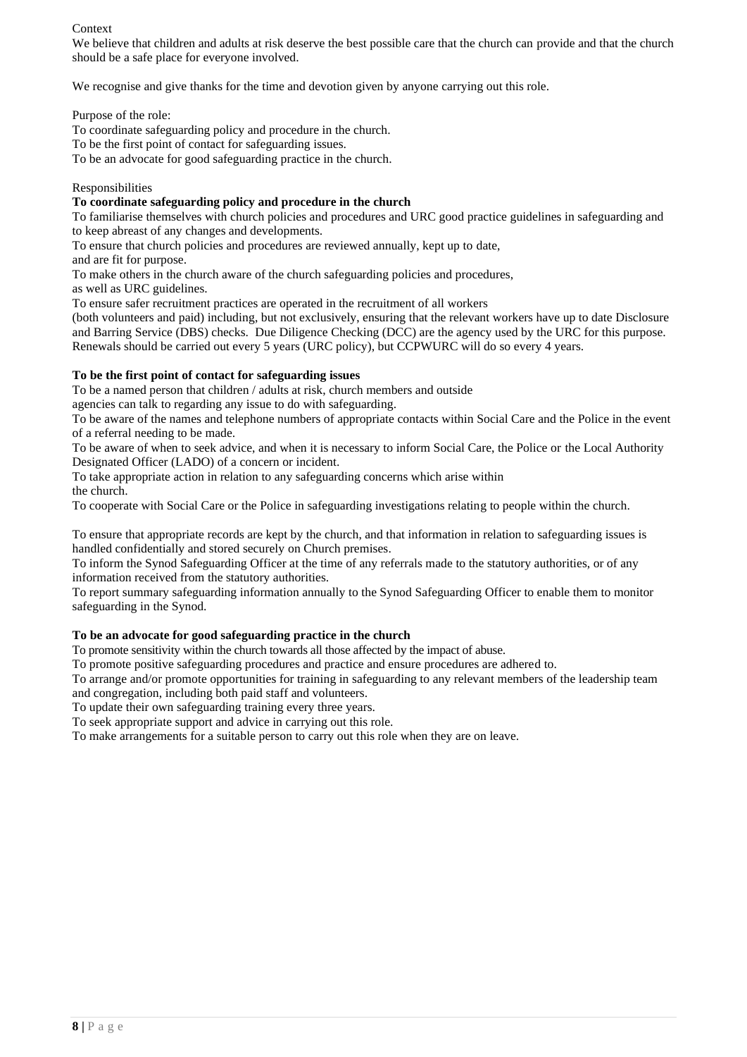Context

We believe that children and adults at risk deserve the best possible care that the church can provide and that the church should be a safe place for everyone involved.

We recognise and give thanks for the time and devotion given by anyone carrying out this role.

Purpose of the role:

To coordinate safeguarding policy and procedure in the church.
To be the first point of contact for safeguarding issues.
To be an advocate for good safeguarding practice in the church.

Responsibilities

**To coordinate safeguarding policy and procedure in the church**

To familiarise themselves with church policies and procedures and URC good practice guidelines in safeguarding and to keep abreast of any changes and developments.
To ensure that church policies and procedures are reviewed annually, kept up to date, and are fit for purpose.
To make others in the church aware of the church safeguarding policies and procedures, as well as URC guidelines.
To ensure safer recruitment practices are operated in the recruitment of all workers (both volunteers and paid) including, but not exclusively, ensuring that the relevant workers have up to date Disclosure and Barring Service (DBS) checks. Due Diligence Checking (DCC) are the agency used by the URC for this purpose. Renewals should be carried out every 5 years (URC policy), but CCPWURC will do so every 4 years.

**To be the first point of contact for safeguarding issues**

To be a named person that children / adults at risk, church members and outside agencies can talk to regarding any issue to do with safeguarding.
To be aware of the names and telephone numbers of appropriate contacts within Social Care and the Police in the event of a referral needing to be made.
To be aware of when to seek advice, and when it is necessary to inform Social Care, the Police or the Local Authority Designated Officer (LADO) of a concern or incident.
To take appropriate action in relation to any safeguarding concerns which arise within the church.
To cooperate with Social Care or the Police in safeguarding investigations relating to people within the church.

To ensure that appropriate records are kept by the church, and that information in relation to safeguarding issues is handled confidentially and stored securely on Church premises.
To inform the Synod Safeguarding Officer at the time of any referrals made to the statutory authorities, or of any information received from the statutory authorities.
To report summary safeguarding information annually to the Synod Safeguarding Officer to enable them to monitor safeguarding in the Synod.

**To be an advocate for good safeguarding practice in the church**

To promote sensitivity within the church towards all those affected by the impact of abuse.
To promote positive safeguarding procedures and practice and ensure procedures are adhered to.
To arrange and/or promote opportunities for training in safeguarding to any relevant members of the leadership team and congregation, including both paid staff and volunteers.
To update their own safeguarding training every three years.
To seek appropriate support and advice in carrying out this role.
To make arrangements for a suitable person to carry out this role when they are on leave.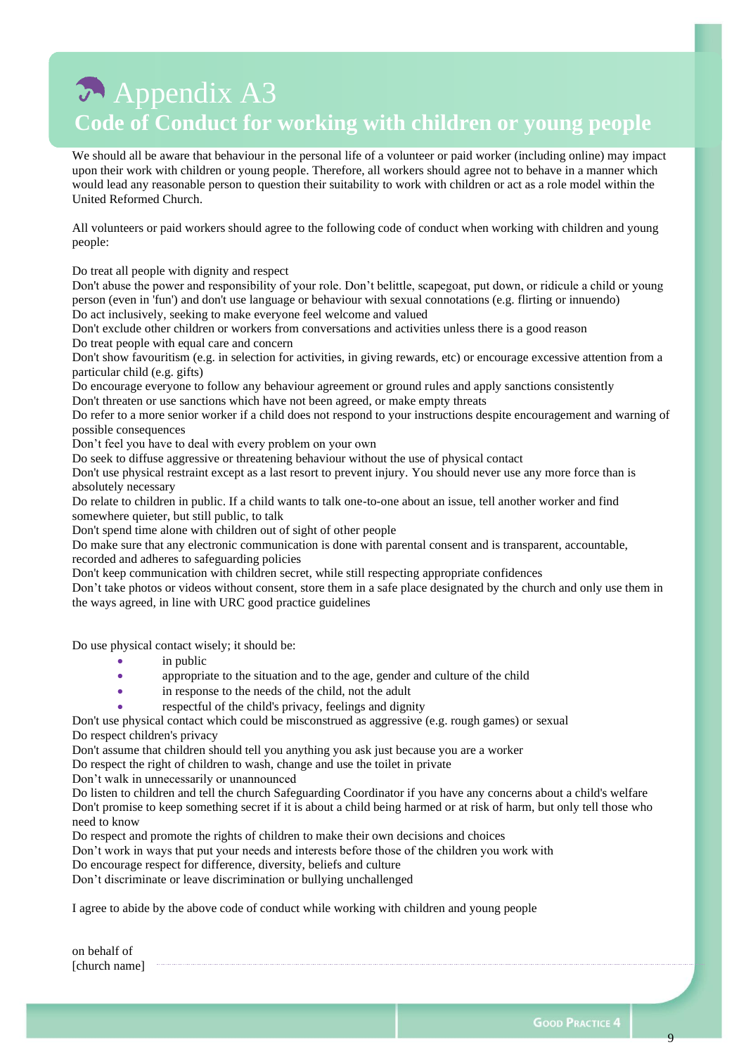# Appendix A3

## Code of Conduct for working with children or young people

We should all be aware that behaviour in the personal life of a volunteer or paid worker (including online) may impact upon their work with children or young people. Therefore, all workers should agree not to behave in a manner which would lead any reasonable person to question their suitability to work with children or act as a role model within the United Reformed Church.

All volunteers or paid workers should agree to the following code of conduct when working with children and young people:

Do treat all people with dignity and respect
Don't abuse the power and responsibility of your role. Don't belittle, scapegoat, put down, or ridicule a child or young person (even in 'fun') and don't use language or behaviour with sexual connotations (e.g. flirting or innuendo)
Do act inclusively, seeking to make everyone feel welcome and valued
Don't exclude other children or workers from conversations and activities unless there is a good reason
Do treat people with equal care and concern
Don't show favouritism (e.g. in selection for activities, in giving rewards, etc) or encourage excessive attention from a particular child (e.g. gifts)
Do encourage everyone to follow any behaviour agreement or ground rules and apply sanctions consistently
Don't threaten or use sanctions which have not been agreed, or make empty threats
Do refer to a more senior worker if a child does not respond to your instructions despite encouragement and warning of possible consequences
Don't feel you have to deal with every problem on your own
Do seek to diffuse aggressive or threatening behaviour without the use of physical contact
Don't use physical restraint except as a last resort to prevent injury. You should never use any more force than is absolutely necessary
Do relate to children in public. If a child wants to talk one-to-one about an issue, tell another worker and find somewhere quieter, but still public, to talk
Don't spend time alone with children out of sight of other people
Do make sure that any electronic communication is done with parental consent and is transparent, accountable, recorded and adheres to safeguarding policies
Don't keep communication with children secret, while still respecting appropriate confidences
Don't take photos or videos without consent, store them in a safe place designated by the church and only use them in the ways agreed, in line with URC good practice guidelines

Do use physical contact wisely; it should be:

- in public
- appropriate to the situation and to the age, gender and culture of the child
- in response to the needs of the child, not the adult
- respectful of the child's privacy, feelings and dignity

Don't use physical contact which could be misconstrued as aggressive (e.g. rough games) or sexual
Do respect children's privacy
Don't assume that children should tell you anything you ask just because you are a worker
Do respect the right of children to wash, change and use the toilet in private
Don't walk in unnecessarily or unannounced
Do listen to children and tell the church Safeguarding Coordinator if you have any concerns about a child's welfare
Don't promise to keep something secret if it is about a child being harmed or at risk of harm, but only tell those who need to know
Do respect and promote the rights of children to make their own decisions and choices
Don't work in ways that put your needs and interests before those of the children you work with
Do encourage respect for difference, diversity, beliefs and culture
Don't discriminate or leave discrimination or bullying unchallenged

I agree to abide by the above code of conduct while working with children and young people

on behalf of
[church name] ..............................................................................................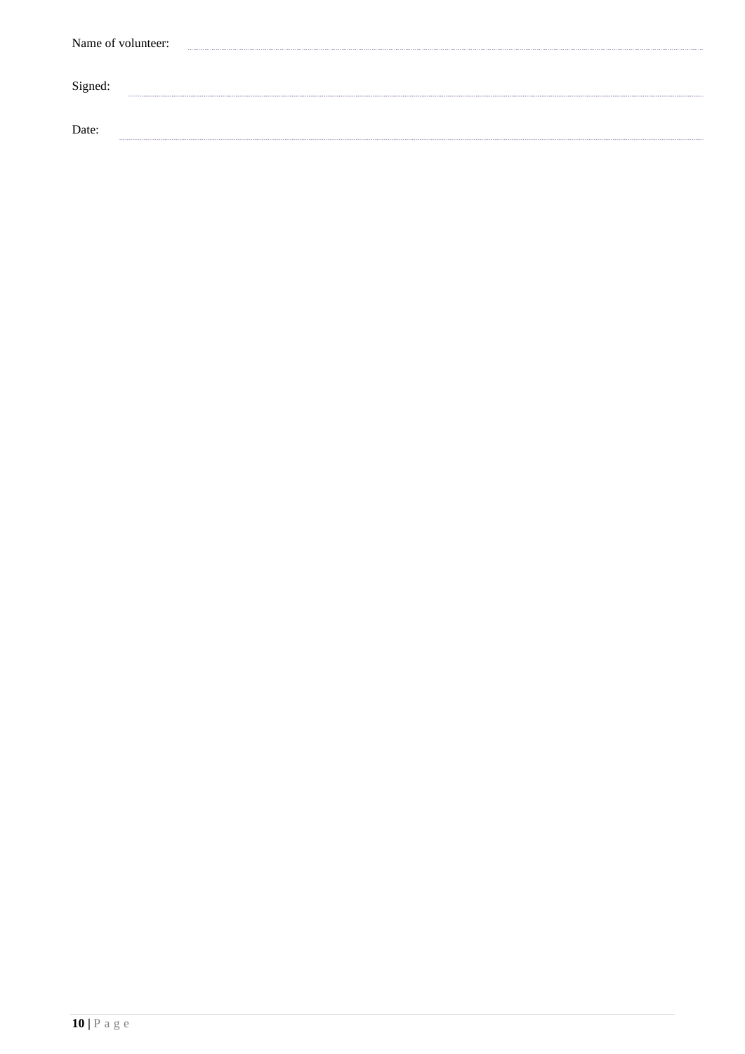Name of volunteer: ..............................................................................................................

Signed: ..............................................................................................................

Date: ..............................................................................................................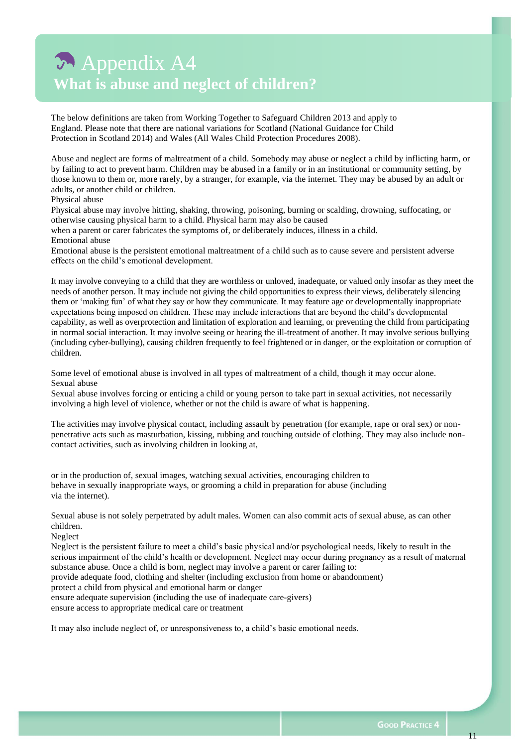# Appendix A4

## What is abuse and neglect of children?

The below definitions are taken from Working Together to Safeguard Children 2013 and apply to England. Please note that there are national variations for Scotland (National Guidance for Child Protection in Scotland 2014) and Wales (All Wales Child Protection Procedures 2008).

Abuse and neglect are forms of maltreatment of a child. Somebody may abuse or neglect a child by inflicting harm, or by failing to act to prevent harm. Children may be abused in a family or in an institutional or community setting, by those known to them or, more rarely, by a stranger, for example, via the internet. They may be abused by an adult or adults, or another child or children.

Physical abuse

Physical abuse may involve hitting, shaking, throwing, poisoning, burning or scalding, drowning, suffocating, or otherwise causing physical harm to a child. Physical harm may also be caused when a parent or carer fabricates the symptoms of, or deliberately induces, illness in a child.

Emotional abuse

Emotional abuse is the persistent emotional maltreatment of a child such as to cause severe and persistent adverse effects on the child's emotional development.

It may involve conveying to a child that they are worthless or unloved, inadequate, or valued only insofar as they meet the needs of another person. It may include not giving the child opportunities to express their views, deliberately silencing them or 'making fun' of what they say or how they communicate. It may feature age or developmentally inappropriate expectations being imposed on children. These may include interactions that are beyond the child's developmental capability, as well as overprotection and limitation of exploration and learning, or preventing the child from participating in normal social interaction. It may involve seeing or hearing the ill-treatment of another. It may involve serious bullying (including cyber-bullying), causing children frequently to feel frightened or in danger, or the exploitation or corruption of children.

Some level of emotional abuse is involved in all types of maltreatment of a child, though it may occur alone.

Sexual abuse

Sexual abuse involves forcing or enticing a child or young person to take part in sexual activities, not necessarily involving a high level of violence, whether or not the child is aware of what is happening.

The activities may involve physical contact, including assault by penetration (for example, rape or oral sex) or non-penetrative acts such as masturbation, kissing, rubbing and touching outside of clothing. They may also include non-contact activities, such as involving children in looking at, or in the production of, sexual images, watching sexual activities, encouraging children to behave in sexually inappropriate ways, or grooming a child in preparation for abuse (including via the internet).

Sexual abuse is not solely perpetrated by adult males. Women can also commit acts of sexual abuse, as can other children.

Neglect

Neglect is the persistent failure to meet a child's basic physical and/or psychological needs, likely to result in the serious impairment of the child's health or development. Neglect may occur during pregnancy as a result of maternal substance abuse. Once a child is born, neglect may involve a parent or carer failing to:

provide adequate food, clothing and shelter (including exclusion from home or abandonment)
protect a child from physical and emotional harm or danger
ensure adequate supervision (including the use of inadequate care-givers)
ensure access to appropriate medical care or treatment

It may also include neglect of, or unresponsiveness to, a child's basic emotional needs.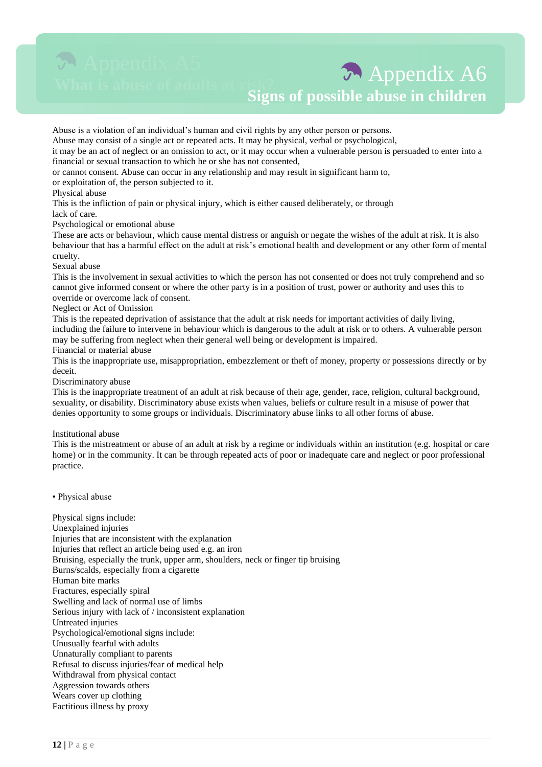# Appendix A6

## Signs of possible abuse in children

Abuse is a violation of an individual's human and civil rights by any other person or persons.
Abuse may consist of a single act or repeated acts. It may be physical, verbal or psychological,
it may be an act of neglect or an omission to act, or it may occur when a vulnerable person is persuaded to enter into a financial or sexual transaction to which he or she has not consented,
or cannot consent. Abuse can occur in any relationship and may result in significant harm to,
or exploitation of, the person subjected to it.

Physical abuse

This is the infliction of pain or physical injury, which is either caused deliberately, or through lack of care.

Psychological or emotional abuse

These are acts or behaviour, which cause mental distress or anguish or negate the wishes of the adult at risk. It is also behaviour that has a harmful effect on the adult at risk's emotional health and development or any other form of mental cruelty.

Sexual abuse

This is the involvement in sexual activities to which the person has not consented or does not truly comprehend and so cannot give informed consent or where the other party is in a position of trust, power or authority and uses this to override or overcome lack of consent.

Neglect or Act of Omission

This is the repeated deprivation of assistance that the adult at risk needs for important activities of daily living, including the failure to intervene in behaviour which is dangerous to the adult at risk or to others. A vulnerable person may be suffering from neglect when their general well being or development is impaired.

Financial or material abuse

This is the inappropriate use, misappropriation, embezzlement or theft of money, property or possessions directly or by deceit.

Discriminatory abuse

This is the inappropriate treatment of an adult at risk because of their age, gender, race, religion, cultural background, sexuality, or disability. Discriminatory abuse exists when values, beliefs or culture result in a misuse of power that denies opportunity to some groups or individuals. Discriminatory abuse links to all other forms of abuse.

Institutional abuse

This is the mistreatment or abuse of an adult at risk by a regime or individuals within an institution (e.g. hospital or care home) or in the community. It can be through repeated acts of poor or inadequate care and neglect or poor professional practice.

- Physical abuse

Physical signs include:
Unexplained injuries
Injuries that are inconsistent with the explanation
Injuries that reflect an article being used e.g. an iron
Bruising, especially the trunk, upper arm, shoulders, neck or finger tip bruising
Burns/scalds, especially from a cigarette
Human bite marks
Fractures, especially spiral
Swelling and lack of normal use of limbs
Serious injury with lack of / inconsistent explanation
Untreated injuries

Psychological/emotional signs include:
Unusually fearful with adults
Unnaturally compliant to parents
Refusal to discuss injuries/fear of medical help
Withdrawal from physical contact
Aggression towards others
Wears cover up clothing
Factitious illness by proxy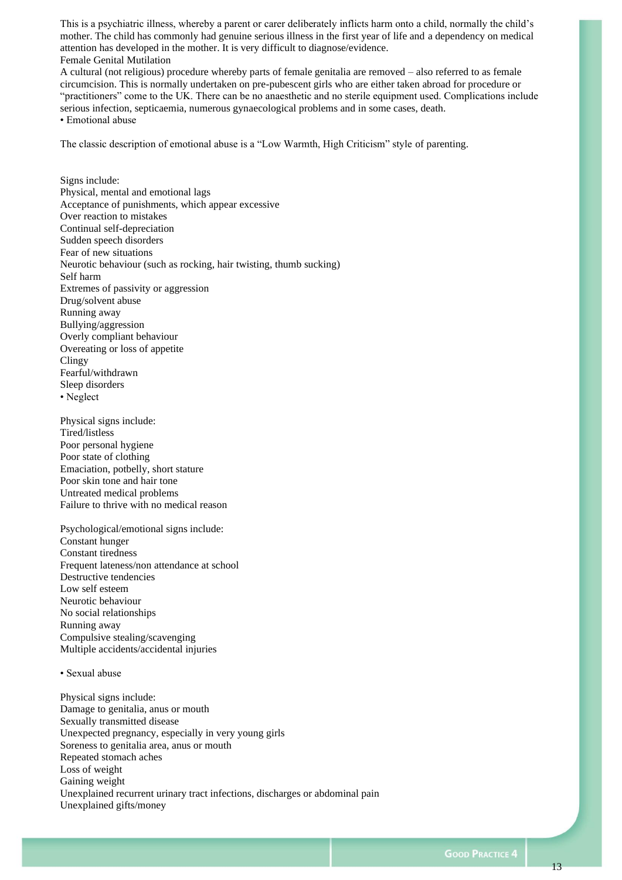This is a psychiatric illness, whereby a parent or carer deliberately inflicts harm onto a child, normally the child's mother. The child has commonly had genuine serious illness in the first year of life and a dependency on medical attention has developed in the mother. It is very difficult to diagnose/evidence.

Female Genital Mutilation

A cultural (not religious) procedure whereby parts of female genitalia are removed – also referred to as female circumcision. This is normally undertaken on pre-pubescent girls who are either taken abroad for procedure or "practitioners" come to the UK. There can be no anaesthetic and no sterile equipment used. Complications include serious infection, septicaemia, numerous gynaecological problems and in some cases, death.

• Emotional abuse

The classic description of emotional abuse is a "Low Warmth, High Criticism" style of parenting.

Signs include:
Physical, mental and emotional lags
Acceptance of punishments, which appear excessive
Over reaction to mistakes
Continual self-depreciation
Sudden speech disorders
Fear of new situations
Neurotic behaviour (such as rocking, hair twisting, thumb sucking)
Self harm
Extremes of passivity or aggression
Drug/solvent abuse
Running away
Bullying/aggression
Overly compliant behaviour
Overeating or loss of appetite
Clingy
Fearful/withdrawn
Sleep disorders

• Neglect

Physical signs include:
Tired/listless
Poor personal hygiene
Poor state of clothing
Emaciation, potbelly, short stature
Poor skin tone and hair tone
Untreated medical problems
Failure to thrive with no medical reason

Psychological/emotional signs include:
Constant hunger
Constant tiredness
Frequent lateness/non attendance at school
Destructive tendencies
Low self esteem
Neurotic behaviour
No social relationships
Running away
Compulsive stealing/scavenging
Multiple accidents/accidental injuries

• Sexual abuse

Physical signs include:
Damage to genitalia, anus or mouth
Sexually transmitted disease
Unexpected pregnancy, especially in very young girls
Soreness to genitalia area, anus or mouth
Repeated stomach aches
Loss of weight
Gaining weight
Unexplained recurrent urinary tract infections, discharges or abdominal pain
Unexplained gifts/money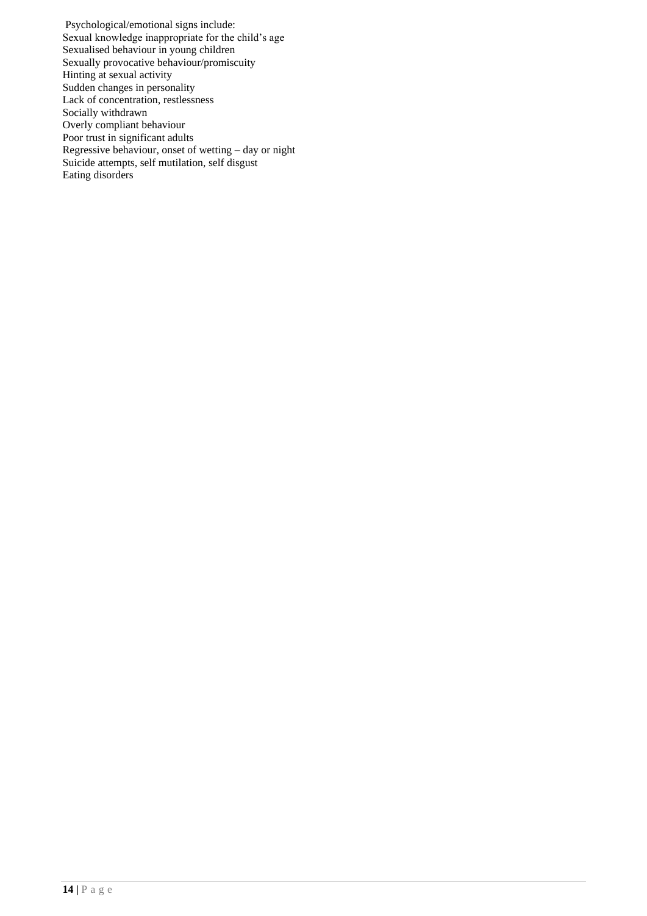Psychological/emotional signs include:
Sexual knowledge inappropriate for the child's age
Sexualised behaviour in young children
Sexually provocative behaviour/promiscuity
Hinting at sexual activity
Sudden changes in personality
Lack of concentration, restlessness
Socially withdrawn
Overly compliant behaviour
Poor trust in significant adults
Regressive behaviour, onset of wetting – day or night
Suicide attempts, self mutilation, self disgust
Eating disorders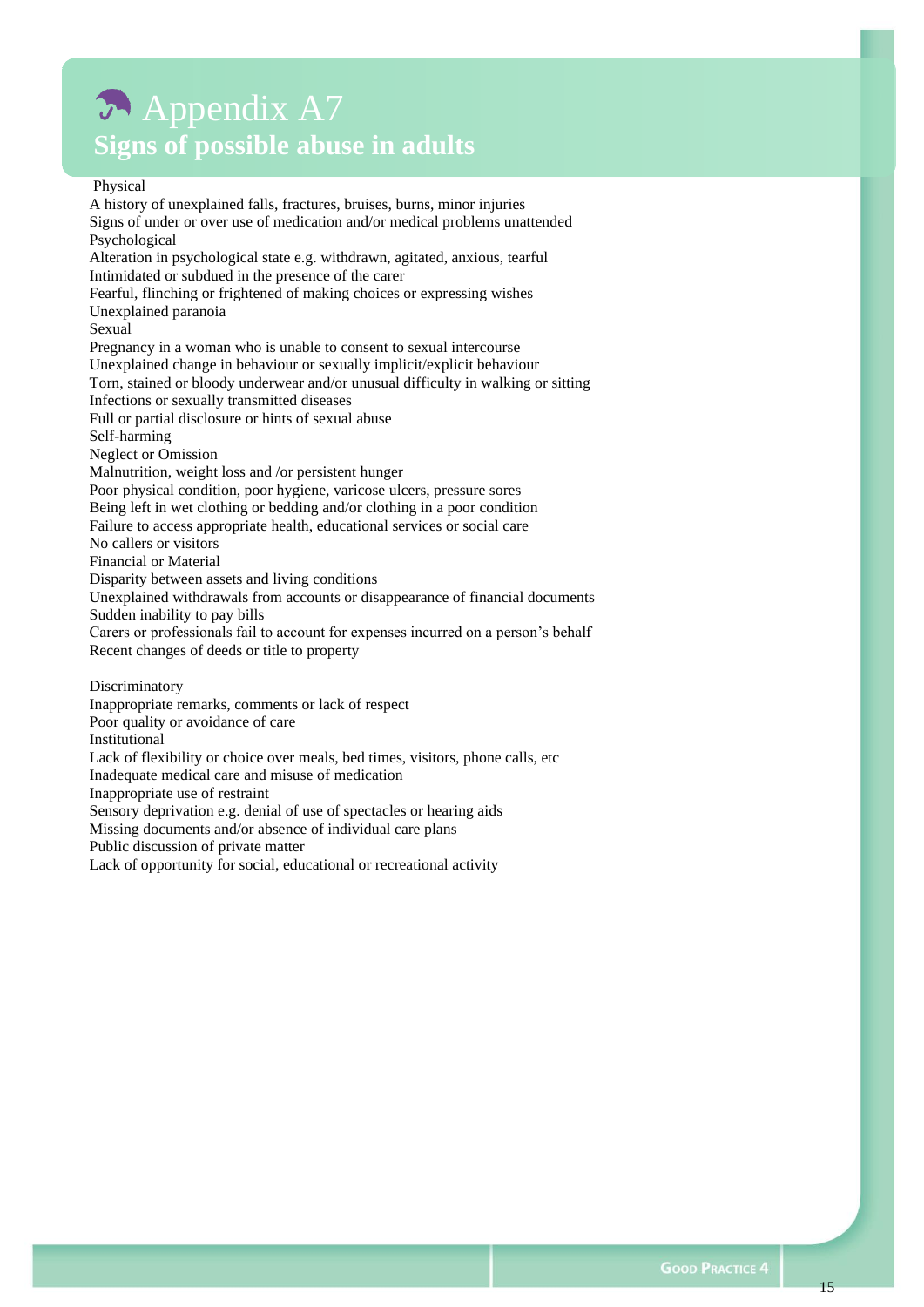# Appendix A7

## Signs of possible abuse in adults

Physical

A history of unexplained falls, fractures, bruises, burns, minor injuries
Signs of under or over use of medication and/or medical problems unattended

Psychological

Alteration in psychological state e.g. withdrawn, agitated, anxious, tearful
Intimidated or subdued in the presence of the carer
Fearful, flinching or frightened of making choices or expressing wishes
Unexplained paranoia

Sexual

Pregnancy in a woman who is unable to consent to sexual intercourse
Unexplained change in behaviour or sexually implicit/explicit behaviour
Torn, stained or bloody underwear and/or unusual difficulty in walking or sitting
Infections or sexually transmitted diseases
Full or partial disclosure or hints of sexual abuse
Self-harming

Neglect or Omission

Malnutrition, weight loss and /or persistent hunger
Poor physical condition, poor hygiene, varicose ulcers, pressure sores
Being left in wet clothing or bedding and/or clothing in a poor condition
Failure to access appropriate health, educational services or social care
No callers or visitors

Financial or Material

Disparity between assets and living conditions
Unexplained withdrawals from accounts or disappearance of financial documents
Sudden inability to pay bills
Carers or professionals fail to account for expenses incurred on a person's behalf
Recent changes of deeds or title to property

Discriminatory

Inappropriate remarks, comments or lack of respect
Poor quality or avoidance of care

Institutional

Lack of flexibility or choice over meals, bed times, visitors, phone calls, etc
Inadequate medical care and misuse of medication
Inappropriate use of restraint
Sensory deprivation e.g. denial of use of spectacles or hearing aids
Missing documents and/or absence of individual care plans
Public discussion of private matter
Lack of opportunity for social, educational or recreational activity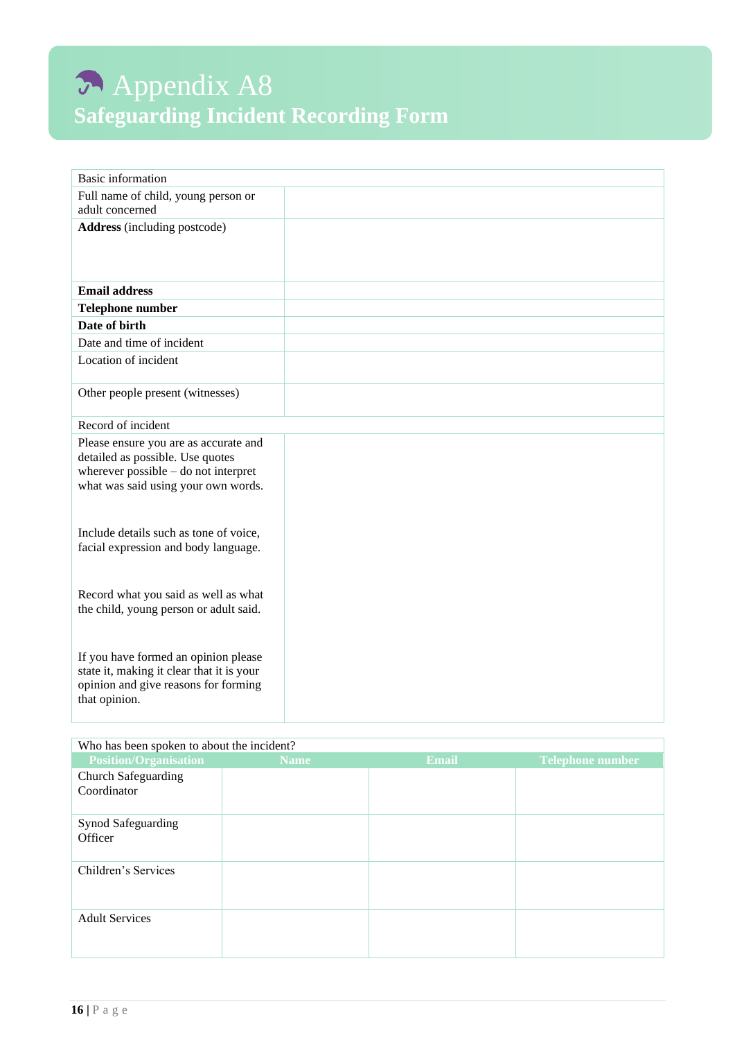# Appendix A8
## Safeguarding Incident Recording Form

| Basic information | |
|---|---|
| Full name of child, young person or adult concerned | |
| **Address** (including postcode) | |
| **Email address** | |
| **Telephone number** | |
| **Date of birth** | |
| Date and time of incident | |
| Location of incident | |
| Other people present (witnesses) | |
| Record of incident | |
| Please ensure you are as accurate and detailed as possible. Use quotes wherever possible – do not interpret what was said using your own words.<br><br>Include details such as tone of voice, facial expression and body language.<br><br>Record what you said as well as what the child, young person or adult said.<br><br>If you have formed an opinion please state it, making it clear that it is your opinion and give reasons for forming that opinion. | |

Who has been spoken to about the incident?

| Position/Organisation | Name | Email | Telephone number |
|---|---|---|---|
| Church Safeguarding Coordinator | | | |
| Synod Safeguarding Officer | | | |
| Children's Services | | | |
| Adult Services | | | |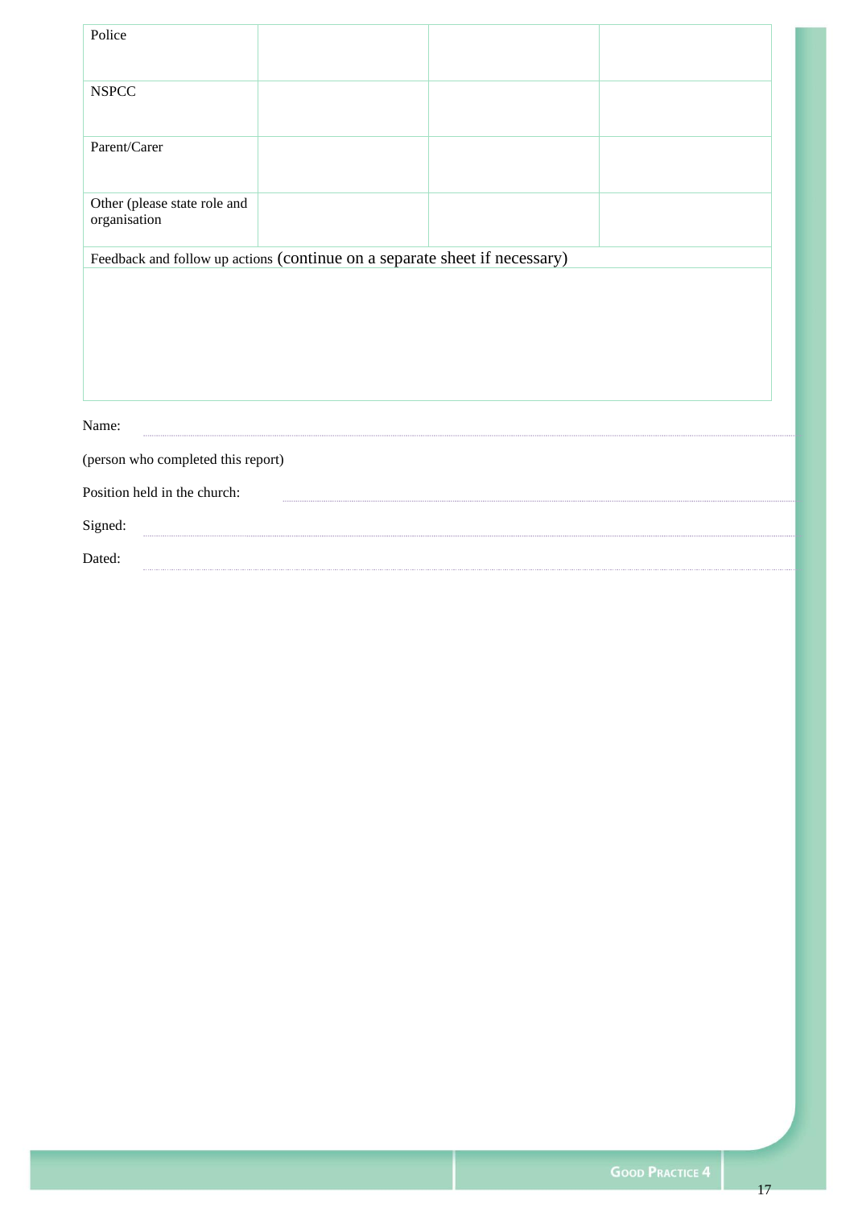| | | | |
|---|---|---|---|
| Police | | | |
| NSPCC | | | |
| Parent/Carer | | | |
| Other (please state role and organisation | | | |

| |
|---|
| Feedback and follow up actions (continue on a separate sheet if necessary) |
| |

Name: ................................................................................................

(person who completed this report)

Position held in the church: ................................................................................................

Signed: ................................................................................................

Dated: ................................................................................................